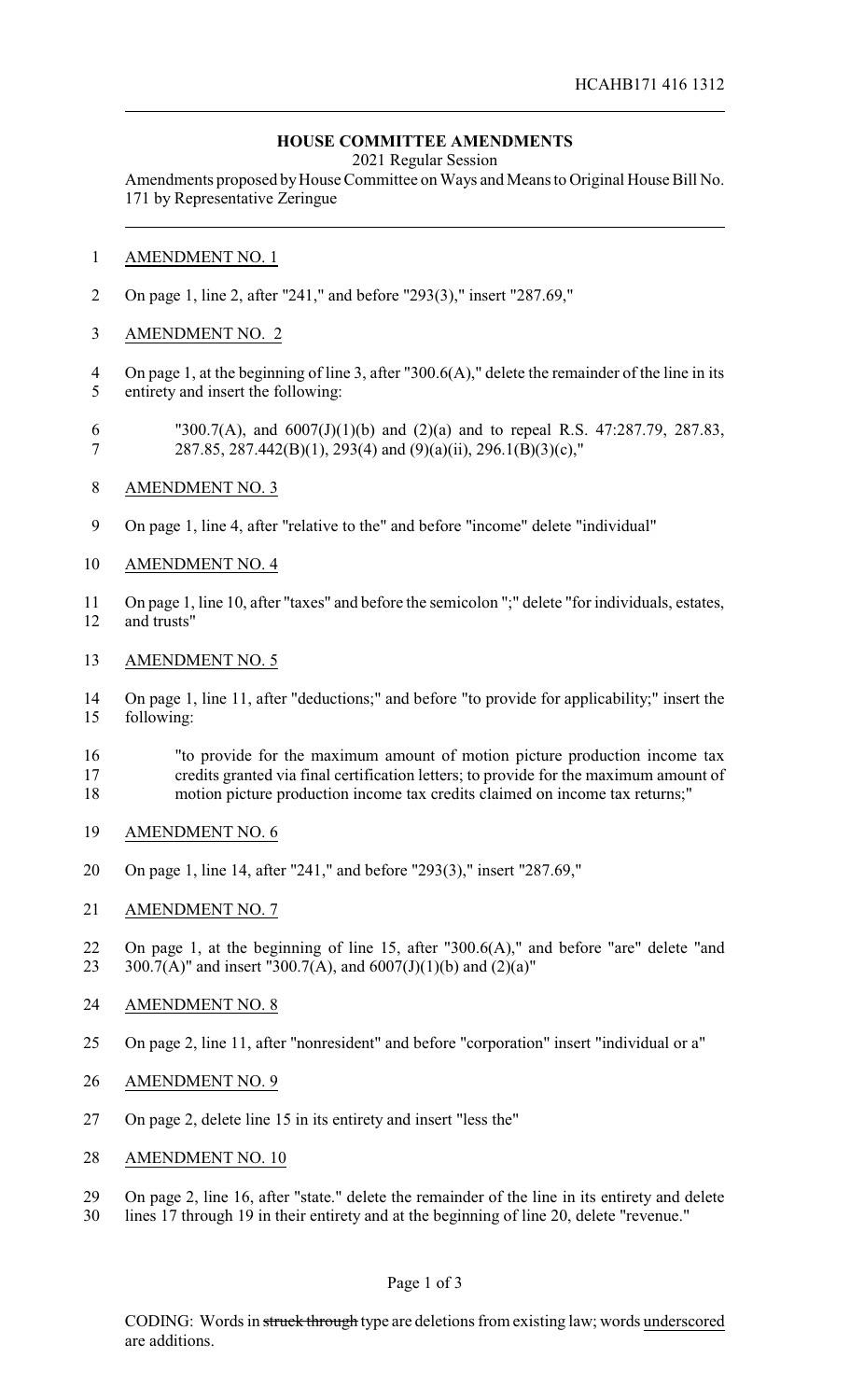HCAHB171 416 1312

## HOUSE COMMITTEE AMENDMENTS

2021 Regular Session

Amendments proposed by House Committee on Ways and Means to Original House Bill No. 171 by Representative Zeringue

AMENDMENT NO. 1

On page 1, line 2, after "241," and before "293(3)," insert "287.69,"

AMENDMENT NO. 2

On page 1, at the beginning of line 3, after "300.6(A)," delete the remainder of the line in its entirety and insert the following:

"300.7(A), and 6007(J)(1)(b) and (2)(a) and to repeal R.S. 47:287.79, 287.83, 287.85, 287.442(B)(1), 293(4) and (9)(a)(ii), 296.1(B)(3)(c),"

AMENDMENT NO. 3

On page 1, line 4, after "relative to the" and before "income" delete "individual"

AMENDMENT NO. 4

On page 1, line 10, after "taxes" and before the semicolon ";" delete "for individuals, estates, and trusts"

AMENDMENT NO. 5

On page 1, line 11, after "deductions;" and before "to provide for applicability;" insert the following:

"to provide for the maximum amount of motion picture production income tax credits granted via final certification letters; to provide for the maximum amount of motion picture production income tax credits claimed on income tax returns;"

AMENDMENT NO. 6

On page 1, line 14, after "241," and before "293(3)," insert "287.69,"

AMENDMENT NO. 7

On page 1, at the beginning of line 15, after "300.6(A)," and before "are" delete "and 300.7(A)" and insert "300.7(A), and 6007(J)(1)(b) and (2)(a)"

AMENDMENT NO. 8

On page 2, line 11, after "nonresident" and before "corporation" insert "individual or a"

AMENDMENT NO. 9

On page 2, delete line 15 in its entirety and insert "less the"

AMENDMENT NO. 10

On page 2, line 16, after "state." delete the remainder of the line in its entirety and delete lines 17 through 19 in their entirety and at the beginning of line 20, delete "revenue."

CODING: Words in ~~struck through~~ type are deletions from existing law; words underscored are additions.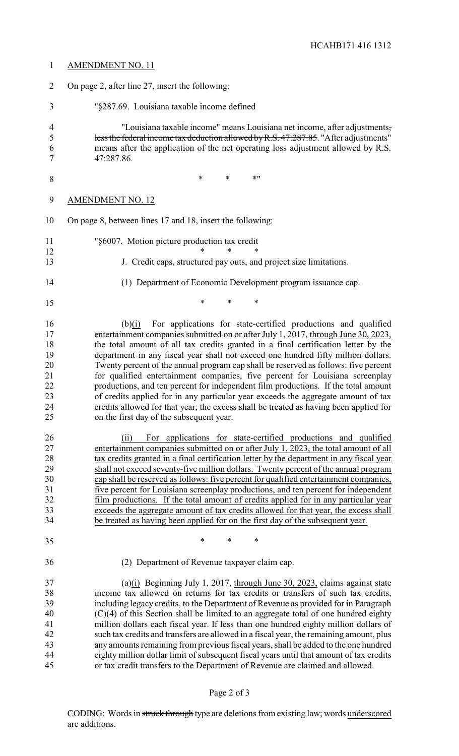AMENDMENT NO. 11

On page 2, after line 27, insert the following:

"§287.69. Louisiana taxable income defined

"Louisiana taxable income" means Louisiana net income, after adjustments~~, less the federal income tax deduction allowed by R.S. 47:287.85~~. "After adjustments" means after the application of the net operating loss adjustment allowed by R.S. 47:287.86.

\* \* \*"

AMENDMENT NO. 12

On page 8, between lines 17 and 18, insert the following:

"§6007. Motion picture production tax credit

\* \* \*

J. Credit caps, structured pay outs, and project size limitations.

(1) Department of Economic Development program issuance cap.

\* \* \*

(b)<u>(i)</u> For applications for state-certified productions and qualified entertainment companies submitted on or after July 1, 2017, <u>through June 30, 2023,</u> the total amount of all tax credits granted in a final certification letter by the department in any fiscal year shall not exceed one hundred fifty million dollars. Twenty percent of the annual program cap shall be reserved as follows: five percent for qualified entertainment companies, five percent for Louisiana screenplay productions, and ten percent for independent film productions. If the total amount of credits applied for in any particular year exceeds the aggregate amount of tax credits allowed for that year, the excess shall be treated as having been applied for on the first day of the subsequent year.

<u>(ii) For applications for state-certified productions and qualified entertainment companies submitted on or after July 1, 2023, the total amount of all tax credits granted in a final certification letter by the department in any fiscal year shall not exceed seventy-five million dollars. Twenty percent of the annual program cap shall be reserved as follows: five percent for qualified entertainment companies, five percent for Louisiana screenplay productions, and ten percent for independent film productions. If the total amount of credits applied for in any particular year exceeds the aggregate amount of tax credits allowed for that year, the excess shall be treated as having been applied for on the first day of the subsequent year.</u>

\* \* \*

(2) Department of Revenue taxpayer claim cap.

(a)<u>(i)</u> Beginning July 1, 2017, <u>through June 30, 2023,</u> claims against state income tax allowed on returns for tax credits or transfers of such tax credits, including legacy credits, to the Department of Revenue as provided for in Paragraph (C)(4) of this Section shall be limited to an aggregate total of one hundred eighty million dollars each fiscal year. If less than one hundred eighty million dollars of such tax credits and transfers are allowed in a fiscal year, the remaining amount, plus any amounts remaining from previous fiscal years, shall be added to the one hundred eighty million dollar limit of subsequent fiscal years until that amount of tax credits or tax credit transfers to the Department of Revenue are claimed and allowed.

CODING: Words in ~~struck through~~ type are deletions from existing law; words <u>underscored</u> are additions.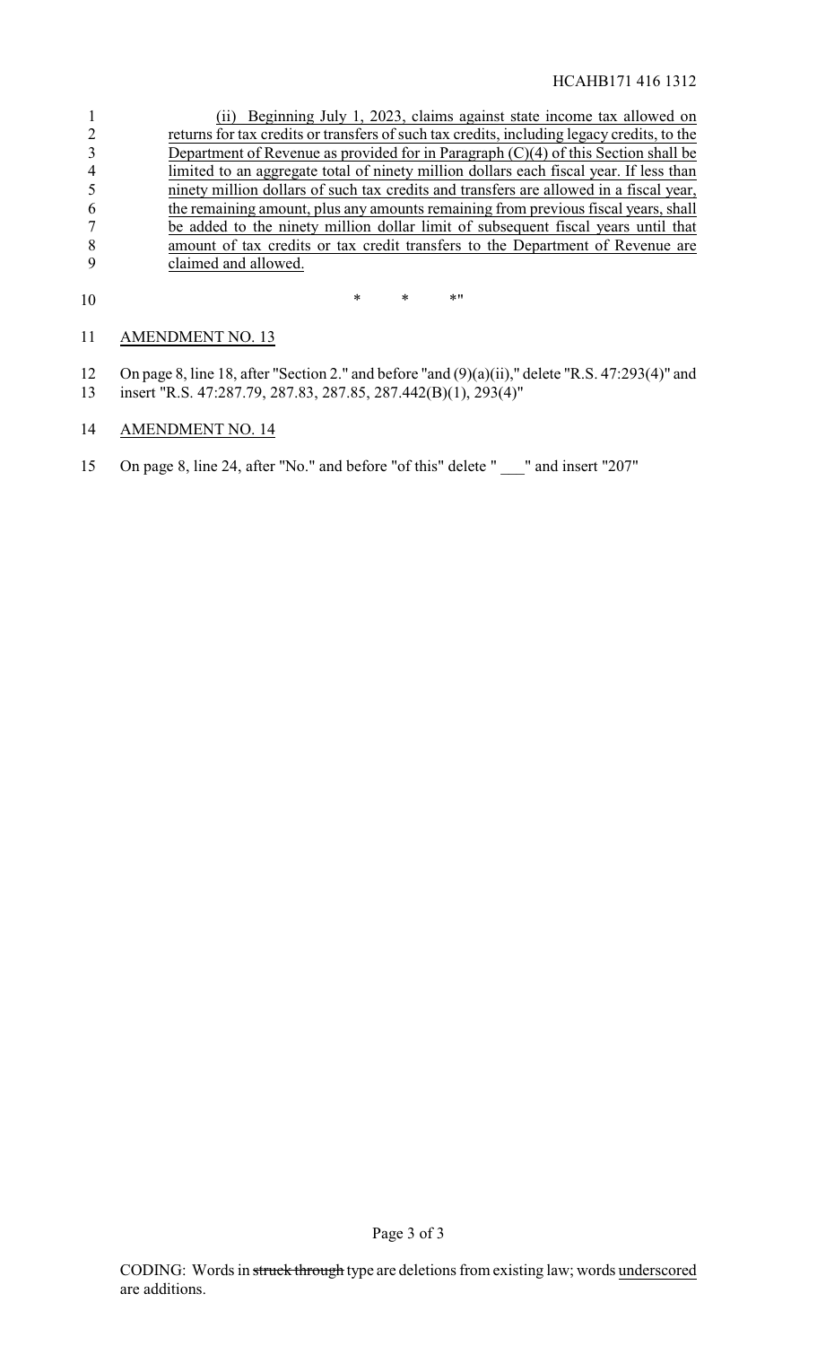(ii) Beginning July 1, 2023, claims against state income tax allowed on returns for tax credits or transfers of such tax credits, including legacy credits, to the Department of Revenue as provided for in Paragraph (C)(4) of this Section shall be limited to an aggregate total of ninety million dollars each fiscal year. If less than ninety million dollars of such tax credits and transfers are allowed in a fiscal year, the remaining amount, plus any amounts remaining from previous fiscal years, shall be added to the ninety million dollar limit of subsequent fiscal years until that amount of tax credits or tax credit transfers to the Department of Revenue are claimed and allowed.

\* \* \*"

AMENDMENT NO. 13

On page 8, line 18, after "Section 2." and before "and (9)(a)(ii)," delete "R.S. 47:293(4)" and insert "R.S. 47:287.79, 287.83, 287.85, 287.442(B)(1), 293(4)"

AMENDMENT NO. 14

On page 8, line 24, after "No." and before "of this" delete " \_\_\_" and insert "207"

CODING: Words in ~~struck through~~ type are deletions from existing law; words underscored are additions.